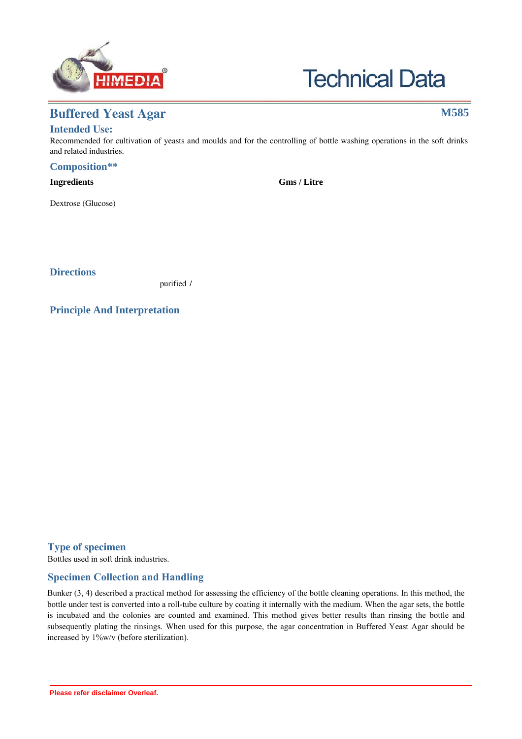# Buffered Yeast Agar

**M585**

## Intended Use:

Recommended for cultivation of yeasts and moulds and for the controlling of bottle washing operations in the soft drinks and related industries.

## Composition**

| Ingredients | Gms / Litre |
|---|---|
| Dextrose (Glucose) | |

## Directions

purified /

## Principle And Interpretation

## Type of specimen

Bottles used in soft drink industries.

## Specimen Collection and Handling

Bunker (3, 4) described a practical method for assessing the efficiency of the bottle cleaning operations. In this method, the bottle under test is converted into a roll-tube culture by coating it internally with the medium. When the agar sets, the bottle is incubated and the colonies are counted and examined. This method gives better results than rinsing the bottle and subsequently plating the rinsings. When used for this purpose, the agar concentration in Buffered Yeast Agar should be increased by 1%w/v (before sterilization).

**Please refer disclaimer Overleaf.**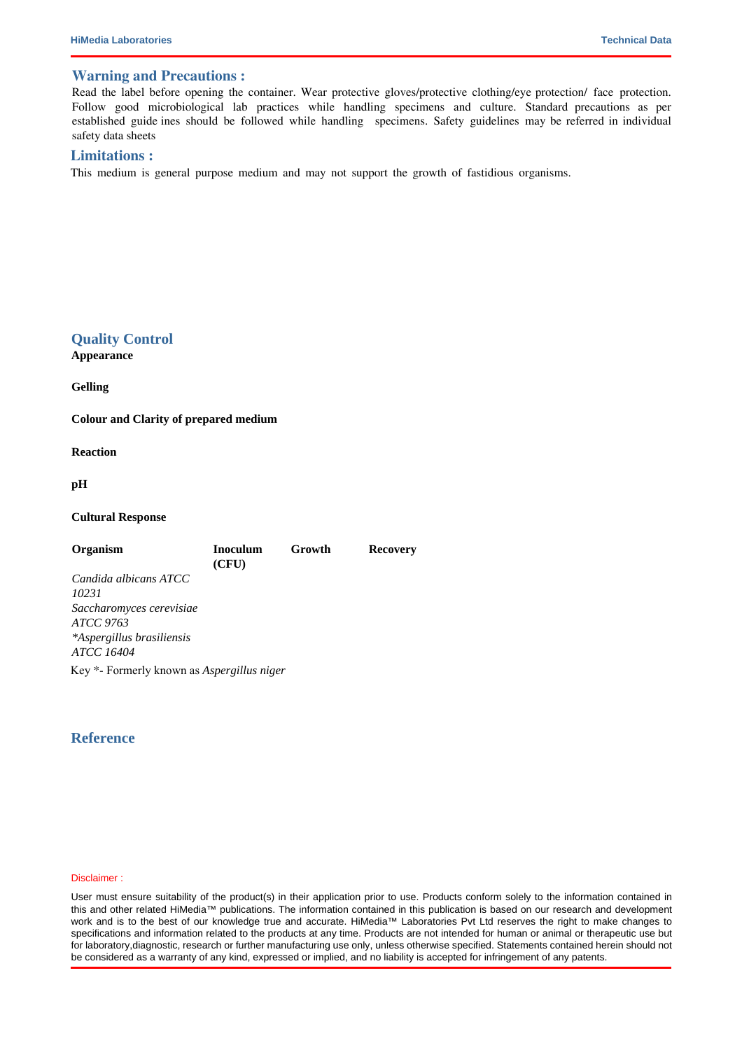## Warning and Precautions :

Read the label before opening the container. Wear protective gloves/protective clothing/eye protection/ face protection. Follow good microbiological lab practices while handling specimens and culture. Standard precautions as per established guide ines should be followed while handling specimens. Safety guidelines may be referred in individual safety data sheets

## Limitations :

This medium is general purpose medium and may not support the growth of fastidious organisms.

## Quality Control

**Appearance**

**Gelling**

**Colour and Clarity of prepared medium**

**Reaction**

**pH**

**Cultural Response**

| Organism | Inoculum (CFU) | Growth | Recovery |
|---|---|---|---|
| *Candida albicans ATCC 10231* | | | |
| *Saccharomyces cerevisiae ATCC 9763* | | | |
| *\*Aspergillus brasiliensis ATCC 16404* | | | |

Key *- Formerly known as *Aspergillus niger*

## Reference

Disclaimer :

User must ensure suitability of the product(s) in their application prior to use. Products conform solely to the information contained in this and other related HiMedia™ publications. The information contained in this publication is based on our research and development work and is to the best of our knowledge true and accurate. HiMedia™ Laboratories Pvt Ltd reserves the right to make changes to specifications and information related to the products at any time. Products are not intended for human or animal or therapeutic use but for laboratory,diagnostic, research or further manufacturing use only, unless otherwise specified. Statements contained herein should not be considered as a warranty of any kind, expressed or implied, and no liability is accepted for infringement of any patents.